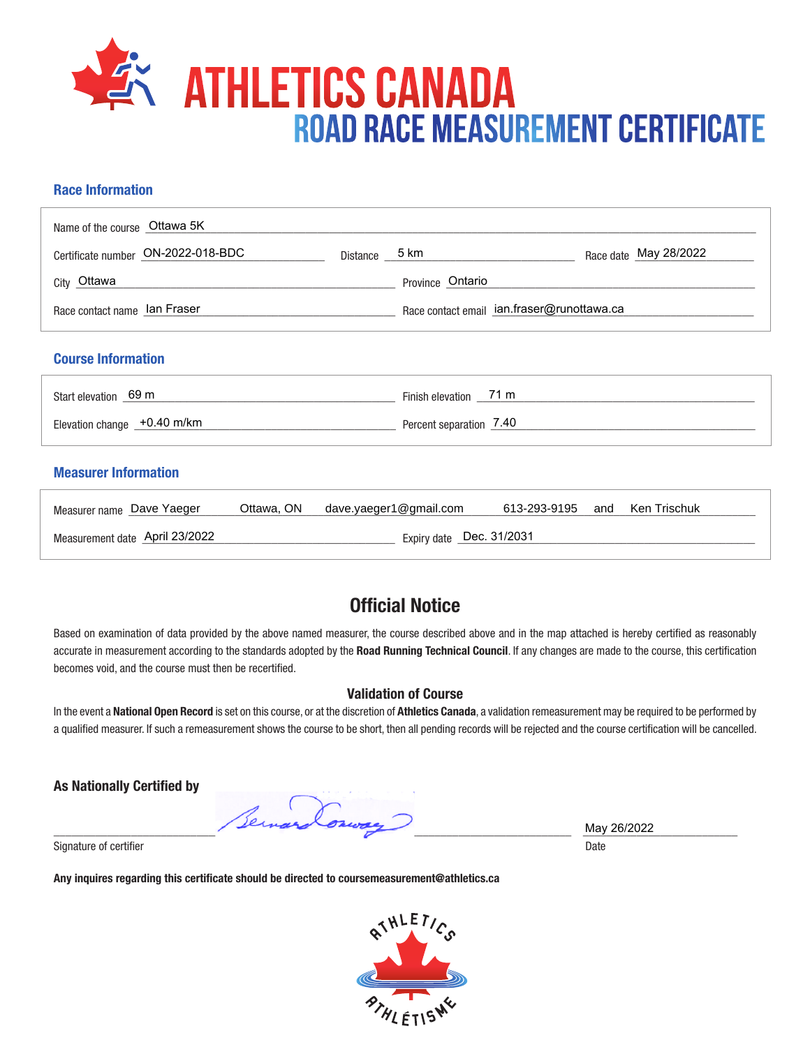# ATHLETICS CANADA

## ROAD RACE MEASUREMENT CERTIFICATE

### Race Information

Name of the course: Ottawa 5K

Certificate number: ON-2022-018-BDC | Distance: 5 km | Race date: May 28/2022

City: Ottawa | Province: Ontario

Race contact name: Ian Fraser | Race contact email: ian.fraser@runottawa.ca

### Course Information

Start elevation: 69 m | Finish elevation: 71 m

Elevation change: +0.40 m/km | Percent separation: 7.40

### Measurer Information

Measurer name: Dave Yaeger Ottawa, ON dave.yaeger1@gmail.com 613-293-9195 and Ken Trischuk

Measurement date: April 23/2022 | Expiry date: Dec. 31/2031

## Official Notice

Based on examination of data provided by the above named measurer, the course described above and in the map attached is hereby certified as reasonably accurate in measurement according to the standards adopted by the **Road Running Technical Council**. If any changes are made to the course, this certification becomes void, and the course must then be recertified.

### Validation of Course

In the event a **National Open Record** is set on this course, or at the discretion of **Athletics Canada**, a validation remeasurement may be required to be performed by a qualified measurer. If such a remeasurement shows the course to be short, then all pending records will be rejected and the course certification will be cancelled.

**As Nationally Certified by**

Signature of certifier: Bernard Conway

Date: May 26/2022

**Any inquires regarding this certificate should be directed to coursemeasurement@athletics.ca**

ATHLETICS ATHLÉTISME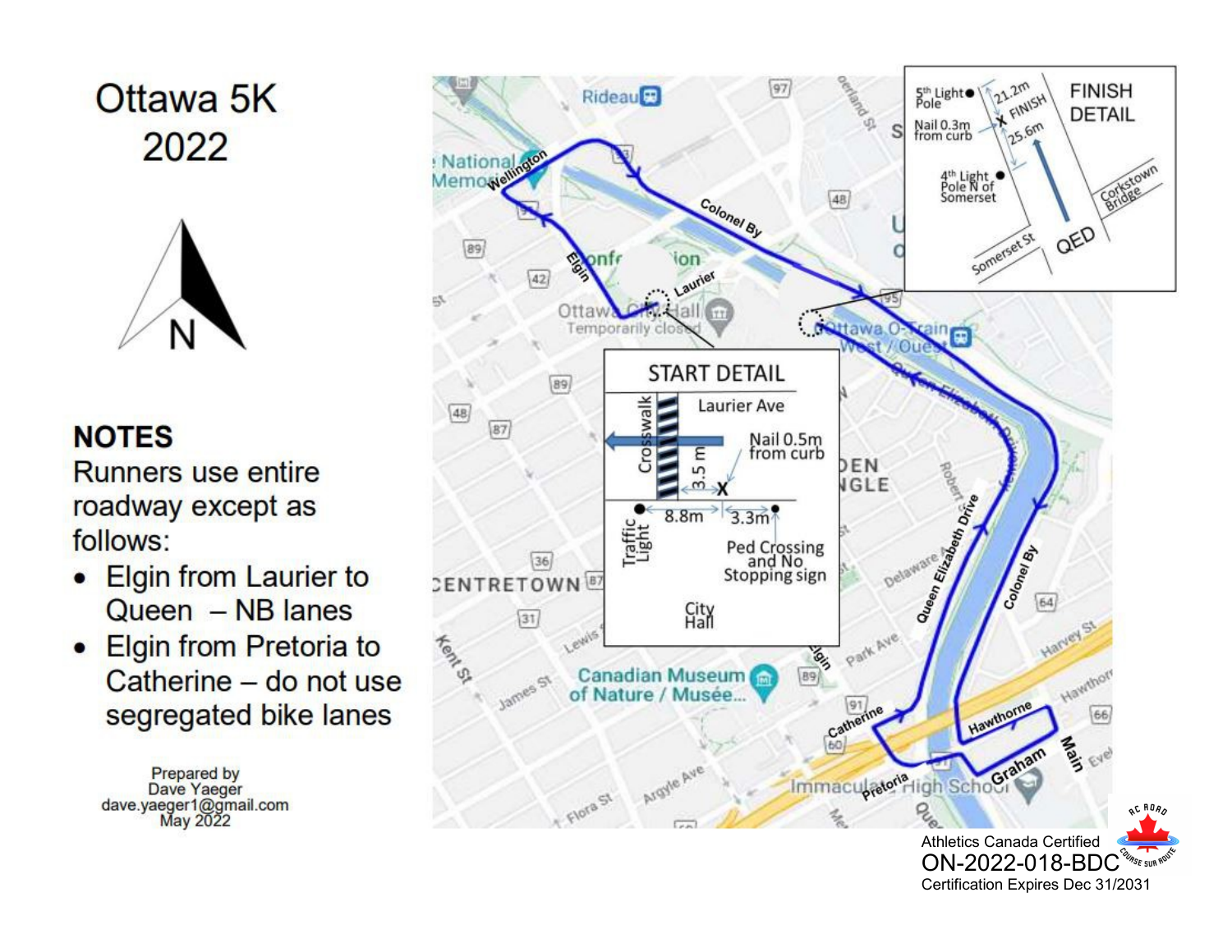# Ottawa 5K 2022

N

## NOTES

Runners use entire roadway except as follows:

- Elgin from Laurier to Queen – NB lanes
- Elgin from Pretoria to Catherine – do not use segregated bike lanes

Prepared by
Dave Yaeger
dave.yaeger1@gmail.com
May 2022

START DETAIL

Laurier Ave

Crosswalk

Nail 0.5m from curb

3.5 m

X

8.8m

3.3m

Traffic Light

Ped Crossing and No Stopping sign

City Hall

FINISH DETAIL

5th Light Pole

21.2m

FINISH

Nail 0.3m from curb

X

25.6m

4th Light Pole N of Somerset

Somerset St

QED

Corkstown Bridge

Wellington

Colonel By

Elgin

Laurier

Queen Elizabeth Drive

Catherine

Hawthorne

Graham

Main

Pretoria

Athletics Canada Certified
ON-2022-018-BDC
Certification Expires Dec 31/2031